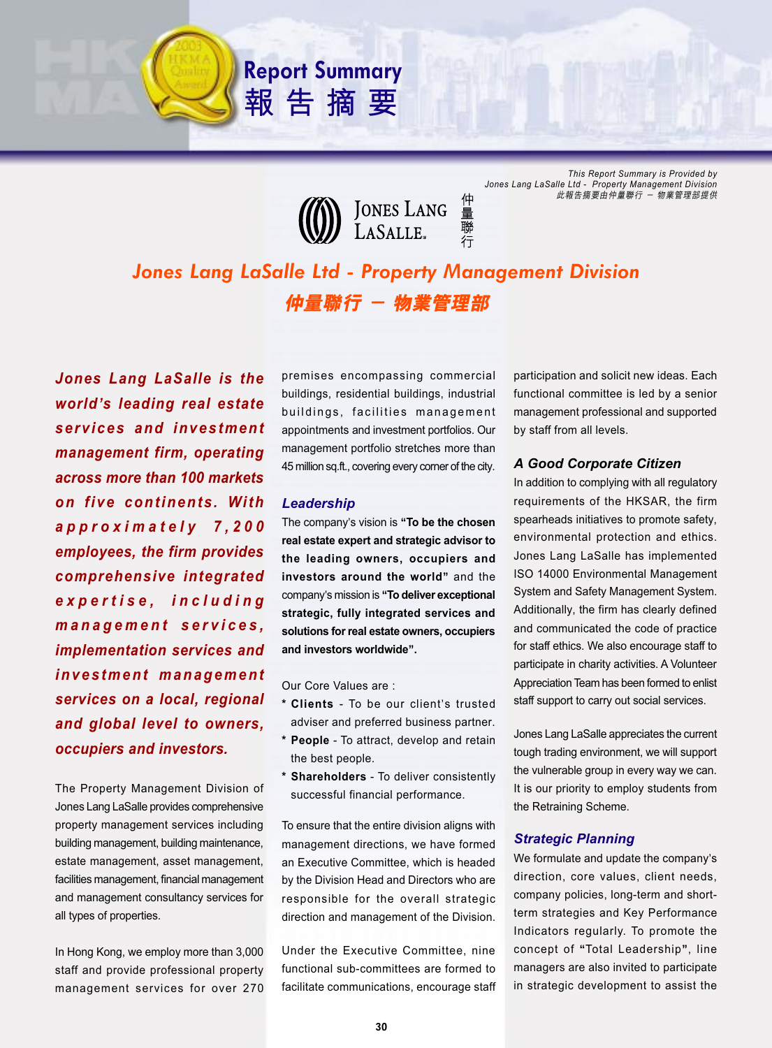# Report Summary
# 報告摘要

*This Report Summary is Provided by Jones Lang LaSalle Ltd - Property Management Division*
*此報告摘要由仲量聯行 — 物業管理部提供*

JONES LANG LASALLE 仲量聯行

## Jones Lang LaSalle Ltd - Property Management Division
## 仲量聯行 — 物業管理部

***Jones Lang LaSalle is the world's leading real estate services and investment management firm, operating across more than 100 markets on five continents. With approximately 7,200 employees, the firm provides comprehensive integrated expertise, including management services, implementation services and investment management services on a local, regional and global level to owners, occupiers and investors.***

The Property Management Division of Jones Lang LaSalle provides comprehensive property management services including building management, building maintenance, estate management, asset management, facilities management, financial management and management consultancy services for all types of properties.

In Hong Kong, we employ more than 3,000 staff and provide professional property management services for over 270 premises encompassing commercial buildings, residential buildings, industrial buildings, facilities management appointments and investment portfolios. Our management portfolio stretches more than 45 million sq.ft., covering every corner of the city.

### Leadership

The company's vision is **"To be the chosen real estate expert and strategic advisor to the leading owners, occupiers and investors around the world"** and the company's mission is **"To deliver exceptional strategic, fully integrated services and solutions for real estate owners, occupiers and investors worldwide".**

Our Core Values are :

- **Clients** - To be our client's trusted adviser and preferred business partner.
- **People** - To attract, develop and retain the best people.
- **Shareholders** - To deliver consistently successful financial performance.

To ensure that the entire division aligns with management directions, we have formed an Executive Committee, which is headed by the Division Head and Directors who are responsible for the overall strategic direction and management of the Division.

Under the Executive Committee, nine functional sub-committees are formed to facilitate communications, encourage staff participation and solicit new ideas. Each functional committee is led by a senior management professional and supported by staff from all levels.

### A Good Corporate Citizen

In addition to complying with all regulatory requirements of the HKSAR, the firm spearheads initiatives to promote safety, environmental protection and ethics. Jones Lang LaSalle has implemented ISO 14000 Environmental Management System and Safety Management System. Additionally, the firm has clearly defined and communicated the code of practice for staff ethics. We also encourage staff to participate in charity activities. A Volunteer Appreciation Team has been formed to enlist staff support to carry out social services.

Jones Lang LaSalle appreciates the current tough trading environment, we will support the vulnerable group in every way we can. It is our priority to employ students from the Retraining Scheme.

### Strategic Planning

We formulate and update the company's direction, core values, client needs, company policies, long-term and short-term strategies and Key Performance Indicators regularly. To promote the concept of "Total Leadership", line managers are also invited to participate in strategic development to assist the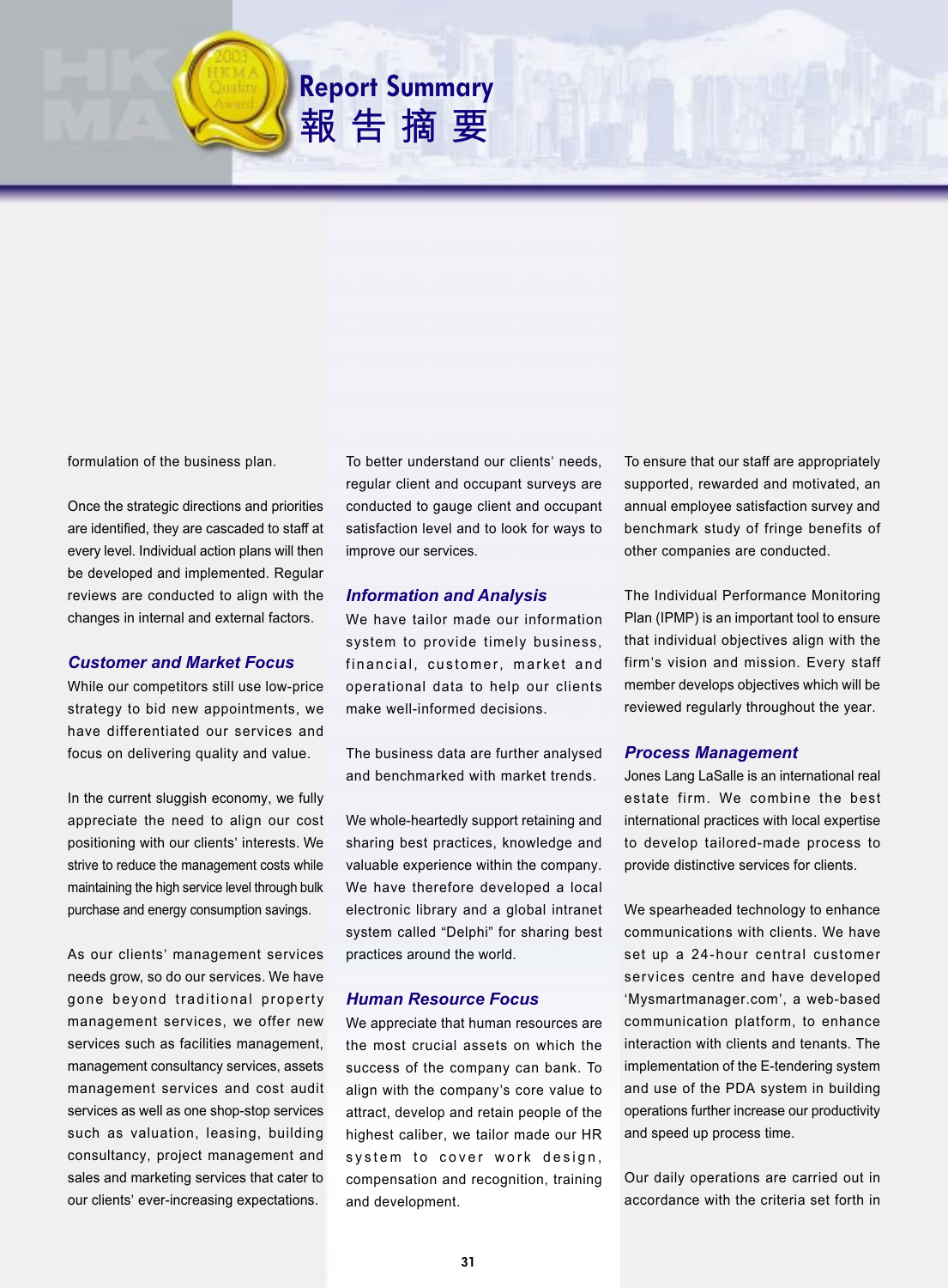# Report Summary 報告摘要

formulation of the business plan.

Once the strategic directions and priorities are identified, they are cascaded to staff at every level. Individual action plans will then be developed and implemented. Regular reviews are conducted to align with the changes in internal and external factors.

### *Customer and Market Focus*

While our competitors still use low-price strategy to bid new appointments, we have differentiated our services and focus on delivering quality and value.

In the current sluggish economy, we fully appreciate the need to align our cost positioning with our clients' interests. We strive to reduce the management costs while maintaining the high service level through bulk purchase and energy consumption savings.

As our clients' management services needs grow, so do our services. We have gone beyond traditional property management services, we offer new services such as facilities management, management consultancy services, assets management services and cost audit services as well as one shop-stop services such as valuation, leasing, building consultancy, project management and sales and marketing services that cater to our clients' ever-increasing expectations.

To better understand our clients' needs, regular client and occupant surveys are conducted to gauge client and occupant satisfaction level and to look for ways to improve our services.

### *Information and Analysis*

We have tailor made our information system to provide timely business, financial, customer, market and operational data to help our clients make well-informed decisions.

The business data are further analysed and benchmarked with market trends.

We whole-heartedly support retaining and sharing best practices, knowledge and valuable experience within the company. We have therefore developed a local electronic library and a global intranet system called "Delphi" for sharing best practices around the world.

### *Human Resource Focus*

We appreciate that human resources are the most crucial assets on which the success of the company can bank. To align with the company's core value to attract, develop and retain people of the highest caliber, we tailor made our HR system to cover work design, compensation and recognition, training and development.

To ensure that our staff are appropriately supported, rewarded and motivated, an annual employee satisfaction survey and benchmark study of fringe benefits of other companies are conducted.

The Individual Performance Monitoring Plan (IPMP) is an important tool to ensure that individual objectives align with the firm's vision and mission. Every staff member develops objectives which will be reviewed regularly throughout the year.

### *Process Management*

Jones Lang LaSalle is an international real estate firm. We combine the best international practices with local expertise to develop tailored-made process to provide distinctive services for clients.

We spearheaded technology to enhance communications with clients. We have set up a 24-hour central customer services centre and have developed 'Mysmartmanager.com', a web-based communication platform, to enhance interaction with clients and tenants. The implementation of the E-tendering system and use of the PDA system in building operations further increase our productivity and speed up process time.

Our daily operations are carried out in accordance with the criteria set forth in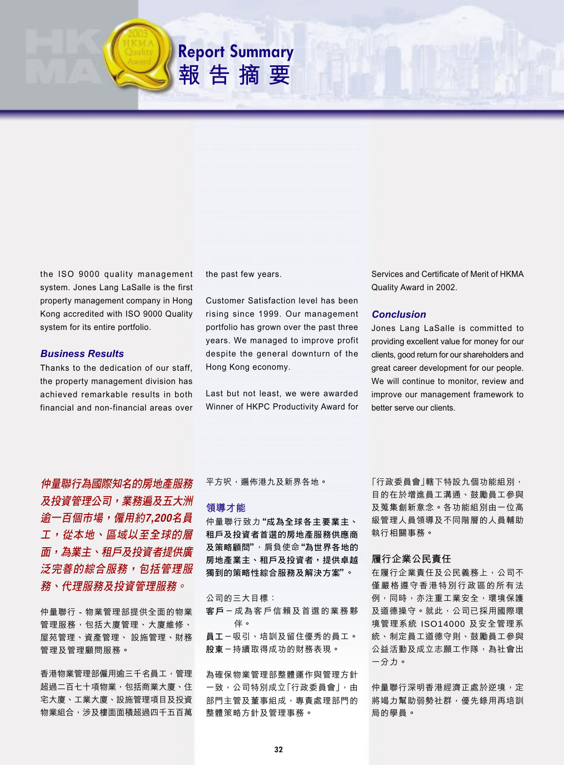# Report Summary
# 報告摘要

the ISO 9000 quality management system. Jones Lang LaSalle is the first property management company in Hong Kong accredited with ISO 9000 Quality system for its entire portfolio.

### *Business Results*

Thanks to the dedication of our staff, the property management division has achieved remarkable results in both financial and non-financial areas over the past few years.

Customer Satisfaction level has been rising since 1999. Our management portfolio has grown over the past three years. We managed to improve profit despite the general downturn of the Hong Kong economy.

Last but not least, we were awarded Winner of HKPC Productivity Award for Services and Certificate of Merit of HKMA Quality Award in 2002.

### *Conclusion*

Jones Lang LaSalle is committed to providing excellent value for money for our clients, good return for our shareholders and great career development for our people. We will continue to monitor, review and improve our management framework to better serve our clients.

***仲量聯行為國際知名的房地產服務及投資管理公司，業務遍及五大洲逾一百個市場，僱用約7,200名員工，從本地、區域以至全球的層面，為業主、租戶及投資者提供廣泛完善的綜合服務，包括管理服務、代理服務及投資管理服務。***

仲量聯行 - 物業管理部提供全面的物業管理服務，包括大廈管理、大廈維修、屋苑管理、資產管理、 設施管理、財務管理及管理顧問服務。

香港物業管理部僱用逾三千名員工，管理超過二百七十項物業，包括商業大廈、住宅大廈、工業大廈、設施管理項目及投資物業組合，涉及樓面面積超過四千五百萬平方呎，遍佈港九及新界各地。

### 領導才能

仲量聯行致力 **"成為全球各主要業主、租戶及投資者首選的房地產服務供應商及策略顧問"**，肩負使命 **"為世界各地的房地產業主、租戶及投資者，提供卓越獨到的策略性綜合服務及解決方案"**。

公司的三大目標：

**客戶**－成為客戶信賴及首選的業務夥伴。
**員工**－吸引、培訓及留住優秀的員工。
**股東**－持續取得成功的財務表現。

為確保物業管理部整體運作與管理方針一致，公司特別成立「行政委員會」，由部門主管及董事組成，專責處理部門的整體策略方針及管理事務。

「行政委員會」轄下特設九個功能組別，目的在於增進員工溝通、鼓勵員工參與及蒐集創新意念。各功能組別由一位高級管理人員領導及不同階層的人員輔助執行相關事務。

### 履行企業公民責任

在履行企業責任及公民義務上，公司不僅嚴格遵守香港特別行政區的所有法例，同時，亦注重工業安全，環境保護及道德操守。就此，公司已採用國際環境管理系統 ISO14000 及安全管理系統、制定員工道德守則、鼓勵員工參與公益活動及成立志願工作隊，為社會出一分力。

仲量聯行深明香港經濟正處於逆境，定將竭力幫助弱勢社群，優先錄用再培訓局的學員。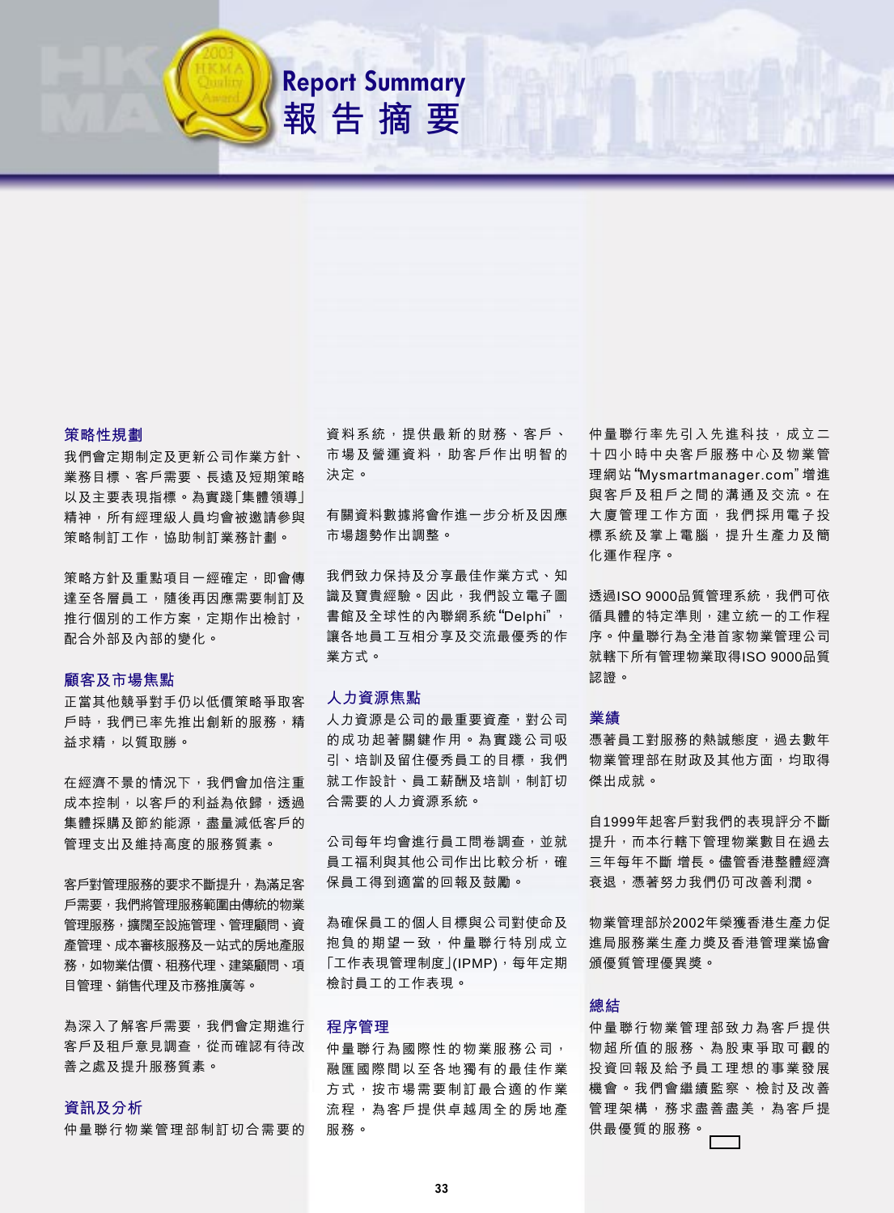# Report Summary
# 報告摘要

## 策略性規劃

我們會定期制定及更新公司作業方針、業務目標、客戶需要、長遠及短期策略以及主要表現指標。為實踐「集體領導」精神，所有經理級人員均會被邀請參與策略制訂工作，協助制訂業務計劃。

策略方針及重點項目一經確定，即會傳達至各層員工，隨後再因應需要制訂及推行個別的工作方案，定期作出檢討，配合外部及內部的變化。

## 顧客及市場焦點

正當其他競爭對手仍以低價策略爭取客戶時，我們已率先推出創新的服務，精益求精，以質取勝。

在經濟不景的情況下，我們會加倍注重成本控制，以客戶的利益為依歸，透過集體採購及節約能源，盡量減低客戶的管理支出及維持高度的服務質素。

客戶對管理服務的要求不斷提升，為滿足客戶需要，我們將管理服務範圍由傳統的物業管理服務，擴闊至設施管理、管理顧問、資產管理、成本審核服務及一站式的房地產服務，如物業估價、租務代理、建築顧問、項目管理、銷售代理及市務推廣等。

為深入了解客戶需要，我們會定期進行客戶及租戶意見調查，從而確認有待改善之處及提升服務質素。

## 資訊及分析

仲量聯行物業管理部制訂切合需要的資料系統，提供最新的財務、客戶、市場及營運資料，助客戶作出明智的決定。

有關資料數據將會作進一步分析及因應市場趨勢作出調整。

我們致力保持及分享最佳作業方式、知識及寶貴經驗。因此，我們設立電子圖書館及全球性的內聯網系統"Delphi"，讓各地員工互相分享及交流最優秀的作業方式。

## 人力資源焦點

人力資源是公司的最重要資產，對公司的成功起著關鍵作用。為實踐公司吸引、培訓及留住優秀員工的目標，我們就工作設計、員工薪酬及培訓，制訂切合需要的人力資源系統。

公司每年均會進行員工問卷調查，並就員工福利與其他公司作出比較分析，確保員工得到適當的回報及鼓勵。

為確保員工的個人目標與公司對使命及抱負的期望一致，仲量聯行特別成立「工作表現管理制度」(IPMP)，每年定期檢討員工的工作表現。

## 程序管理

仲量聯行為國際性的物業服務公司，融匯國際間以至各地獨有的最佳作業方式，按市場需要制訂最合適的作業流程，為客戶提供卓越周全的房地產服務。

仲量聯行率先引入先進科技，成立二十四小時中央客戶服務中心及物業管理網站"Mysmartmanager.com"增進與客戶及租戶之間的溝通及交流。在大廈管理工作方面，我們採用電子投標系統及掌上電腦，提升生產力及簡化運作程序。

透過ISO 9000品質管理系統，我們可依循具體的特定準則，建立統一的工作程序。仲量聯行為全港首家物業管理公司就轄下所有管理物業取得ISO 9000品質認證。

## 業績

憑著員工對服務的熱誠態度，過去數年物業管理部在財政及其他方面，均取得傑出成就。

自1999年起客戶對我們的表現評分不斷提升，而本行轄下管理物業數目在過去三年每年不斷 增長。儘管香港整體經濟衰退，憑著努力我們仍可改善利潤。

物業管理部於2002年榮獲香港生產力促進局服務業生產力獎及香港管理業協會頒優質管理優異獎。

## 總結

仲量聯行物業管理部致力為客戶提供物超所值的服務、為股東爭取可觀的投資回報及給予員工理想的事業發展機會。我們會繼續監察、檢討及改善管理架構，務求盡善盡美，為客戶提供最優質的服務。